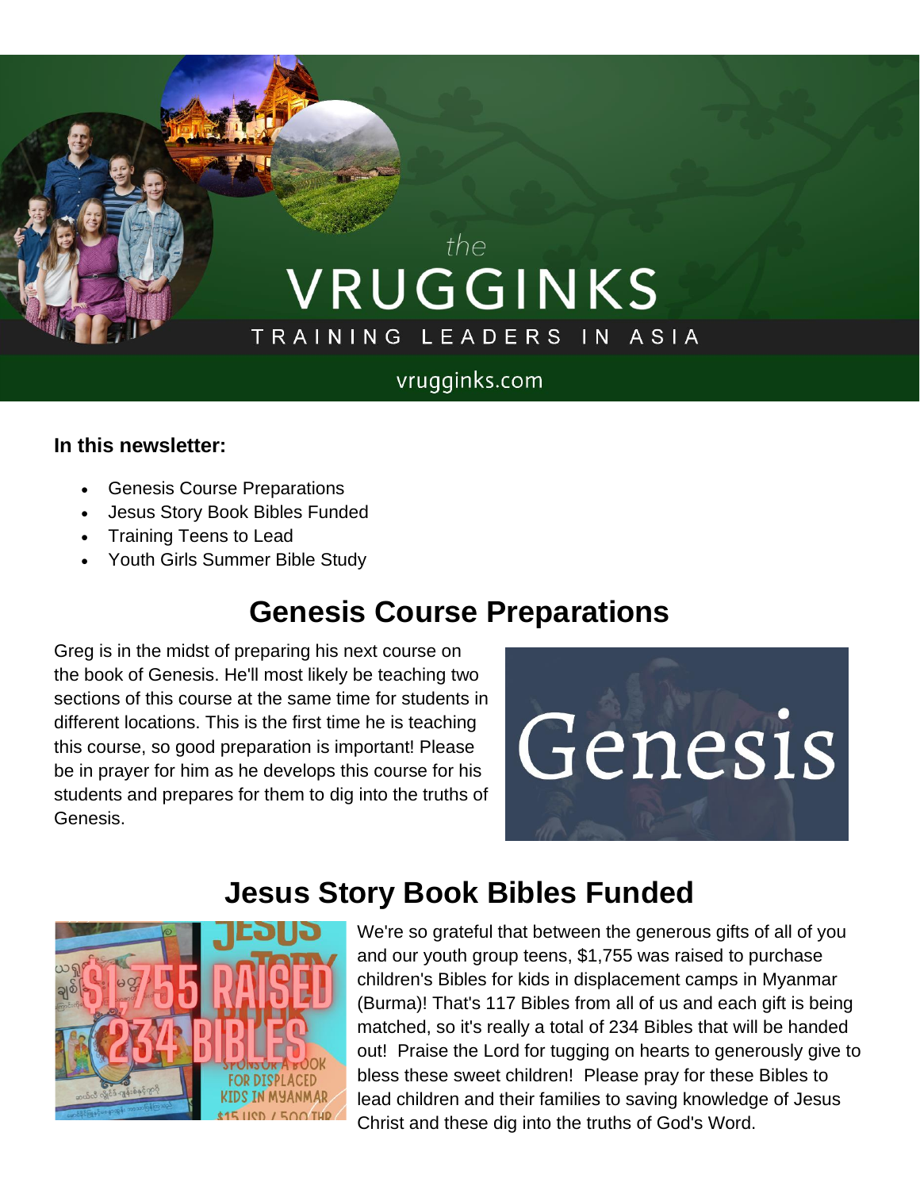# the VRUGGINKS

TRAINING LEADERS IN ASIA

vrugginks.com

**In this newsletter:**

- Genesis Course Preparations
- Jesus Story Book Bibles Funded
- Training Teens to Lead
- Youth Girls Summer Bible Study

## Genesis Course Preparations

Greg is in the midst of preparing his next course on the book of Genesis. He'll most likely be teaching two sections of this course at the same time for students in different locations. This is the first time he is teaching this course, so good preparation is important! Please be in prayer for him as he develops this course for his students and prepares for them to dig into the truths of Genesis.

## Jesus Story Book Bibles Funded

We're so grateful that between the generous gifts of all of you and our youth group teens, $1,755 was raised to purchase children's Bibles for kids in displacement camps in Myanmar (Burma)! That's 117 Bibles from all of us and each gift is being matched, so it's really a total of 234 Bibles that will be handed out! Praise the Lord for tugging on hearts to generously give to bless these sweet children! Please pray for these Bibles to lead children and their families to saving knowledge of Jesus Christ and these dig into the truths of God's Word.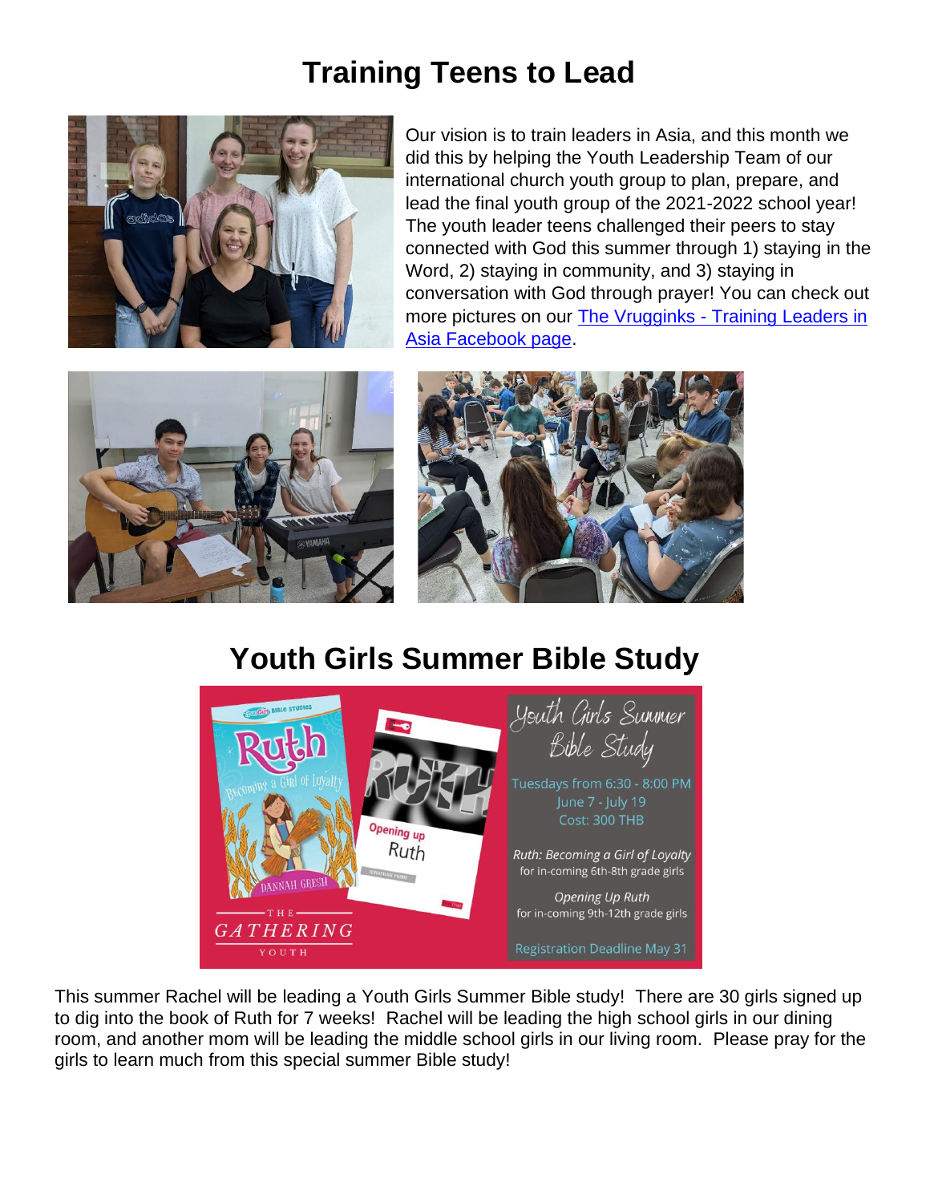# Training Teens to Lead

Our vision is to train leaders in Asia, and this month we did this by helping the Youth Leadership Team of our international church youth group to plan, prepare, and lead the final youth group of the 2021-2022 school year! The youth leader teens challenged their peers to stay connected with God this summer through 1) staying in the Word, 2) staying in community, and 3) staying in conversation with God through prayer! You can check out more pictures on our The Vrugginks - Training Leaders in Asia Facebook page.

# Youth Girls Summer Bible Study

This summer Rachel will be leading a Youth Girls Summer Bible study! There are 30 girls signed up to dig into the book of Ruth for 7 weeks! Rachel will be leading the high school girls in our dining room, and another mom will be leading the middle school girls in our living room. Please pray for the girls to learn much from this special summer Bible study!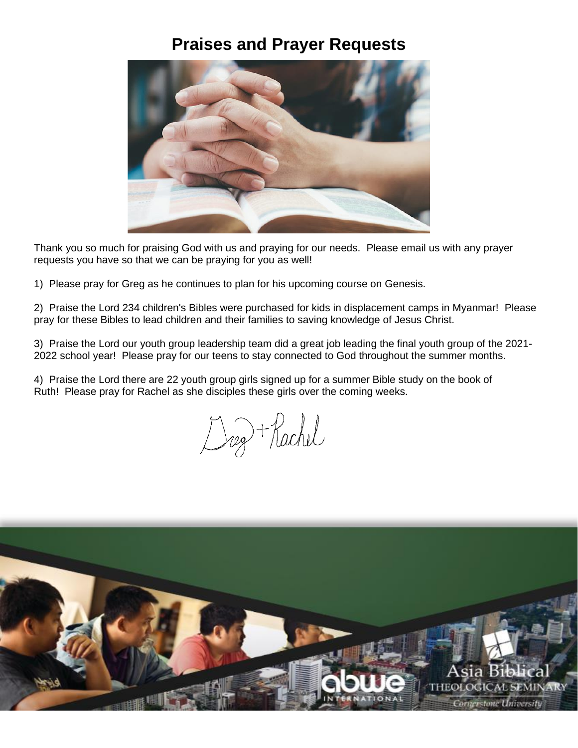# Praises and Prayer Requests

Thank you so much for praising God with us and praying for our needs. Please email us with any prayer requests you have so that we can be praying for you as well!

1) Please pray for Greg as he continues to plan for his upcoming course on Genesis.

2) Praise the Lord 234 children's Bibles were purchased for kids in displacement camps in Myanmar! Please pray for these Bibles to lead children and their families to saving knowledge of Jesus Christ.

3) Praise the Lord our youth group leadership team did a great job leading the final youth group of the 2021-2022 school year! Please pray for our teens to stay connected to God throughout the summer months.

4) Praise the Lord there are 22 youth group girls signed up for a summer Bible study on the book of Ruth! Please pray for Rachel as she disciples these girls over the coming weeks.

Greg + Rachel

abwe INTERNATIONAL

Asia Biblical THEOLOGICAL SEMINARY

Cornerstone University